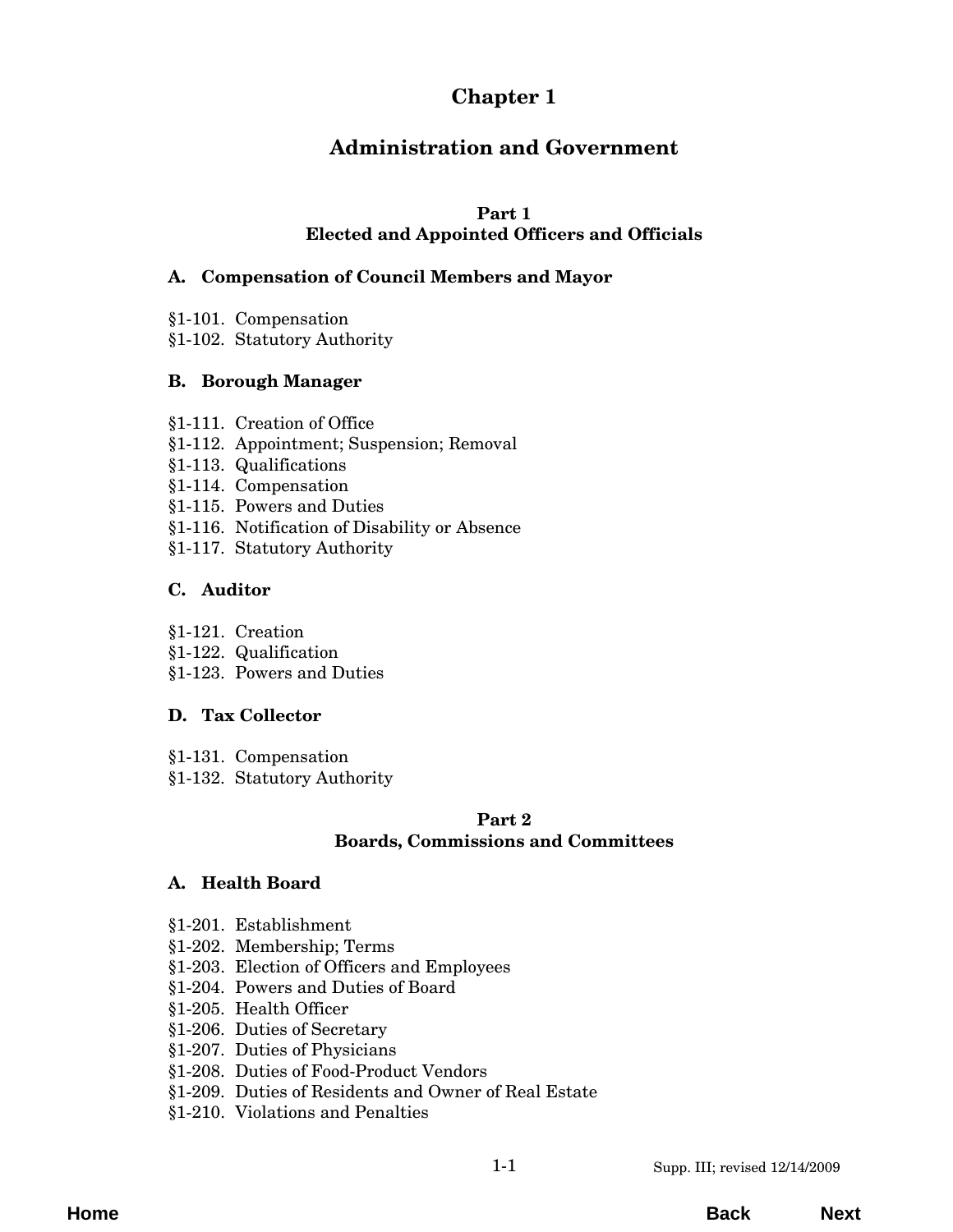# Chapter 1

# Administration and Government

## Part 1
## Elected and Appointed Officers and Officials

### A. Compensation of Council Members and Mayor

§1-101. Compensation
§1-102. Statutory Authority

### B. Borough Manager

§1-111. Creation of Office
§1-112. Appointment; Suspension; Removal
§1-113. Qualifications
§1-114. Compensation
§1-115. Powers and Duties
§1-116. Notification of Disability or Absence
§1-117. Statutory Authority

### C. Auditor

§1-121. Creation
§1-122. Qualification
§1-123. Powers and Duties

### D. Tax Collector

§1-131. Compensation
§1-132. Statutory Authority

## Part 2
## Boards, Commissions and Committees

### A. Health Board

§1-201. Establishment
§1-202. Membership; Terms
§1-203. Election of Officers and Employees
§1-204. Powers and Duties of Board
§1-205. Health Officer
§1-206. Duties of Secretary
§1-207. Duties of Physicians
§1-208. Duties of Food-Product Vendors
§1-209. Duties of Residents and Owner of Real Estate
§1-210. Violations and Penalties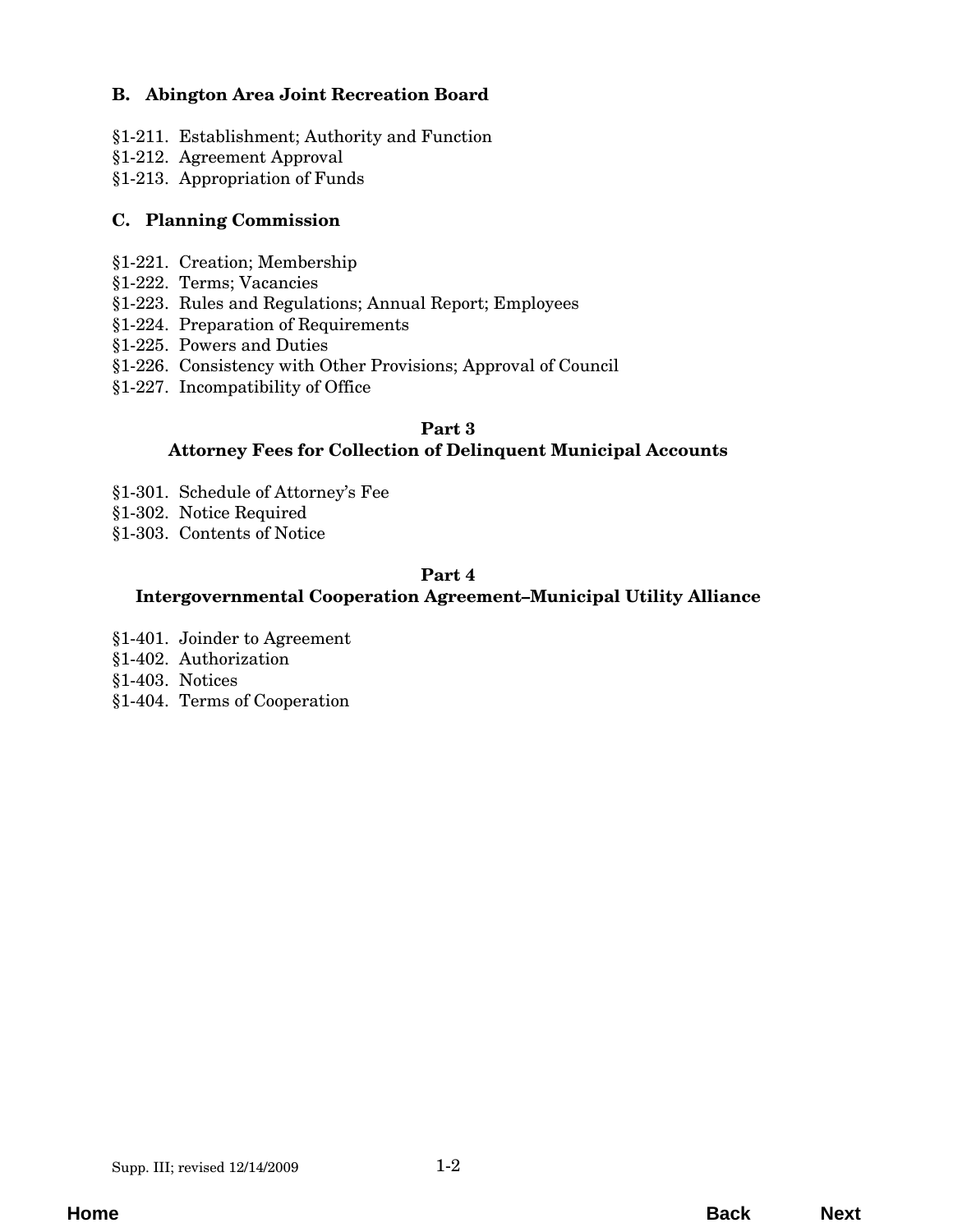### B. Abington Area Joint Recreation Board

§1-211. Establishment; Authority and Function
§1-212. Agreement Approval
§1-213. Appropriation of Funds

### C. Planning Commission

§1-221. Creation; Membership
§1-222. Terms; Vacancies
§1-223. Rules and Regulations; Annual Report; Employees
§1-224. Preparation of Requirements
§1-225. Powers and Duties
§1-226. Consistency with Other Provisions; Approval of Council
§1-227. Incompatibility of Office

## Part 3
## Attorney Fees for Collection of Delinquent Municipal Accounts

§1-301. Schedule of Attorney's Fee
§1-302. Notice Required
§1-303. Contents of Notice

## Part 4
## Intergovernmental Cooperation Agreement–Municipal Utility Alliance

§1-401. Joinder to Agreement
§1-402. Authorization
§1-403. Notices
§1-404. Terms of Cooperation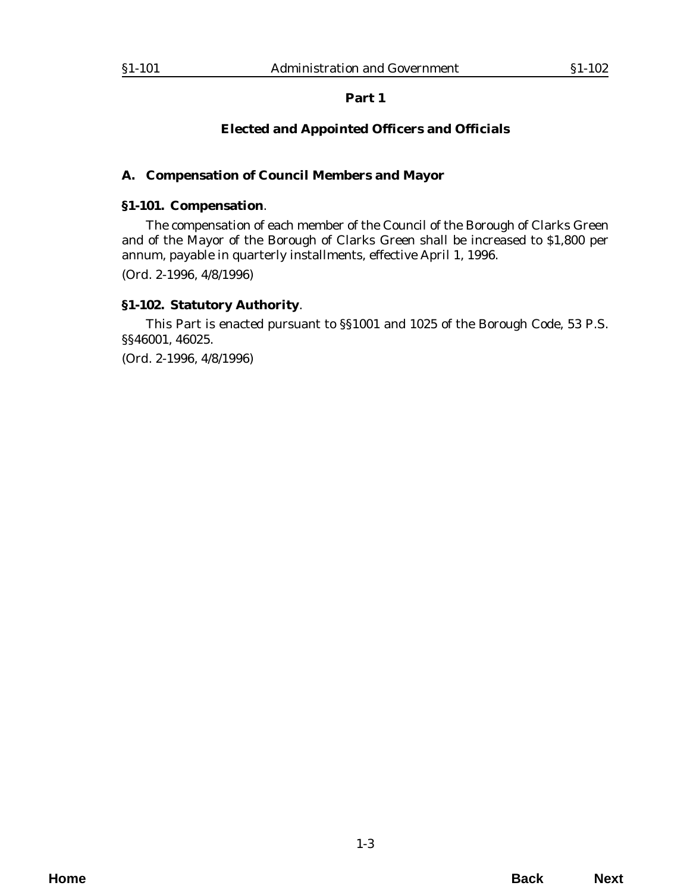# Part 1

## Elected and Appointed Officers and Officials

### A. Compensation of Council Members and Mayor

**§1-101. Compensation**.

The compensation of each member of the Council of the Borough of Clarks Green and of the Mayor of the Borough of Clarks Green shall be increased to $1,800 per annum, payable in quarterly installments, effective April 1, 1996.

(*Ord. 2-1996*, 4/8/1996)

**§1-102. Statutory Authority**.

This Part is enacted pursuant to §§1001 and 1025 of the Borough Code, 53 P.S. §§46001, 46025.

(*Ord. 2-1996*, 4/8/1996)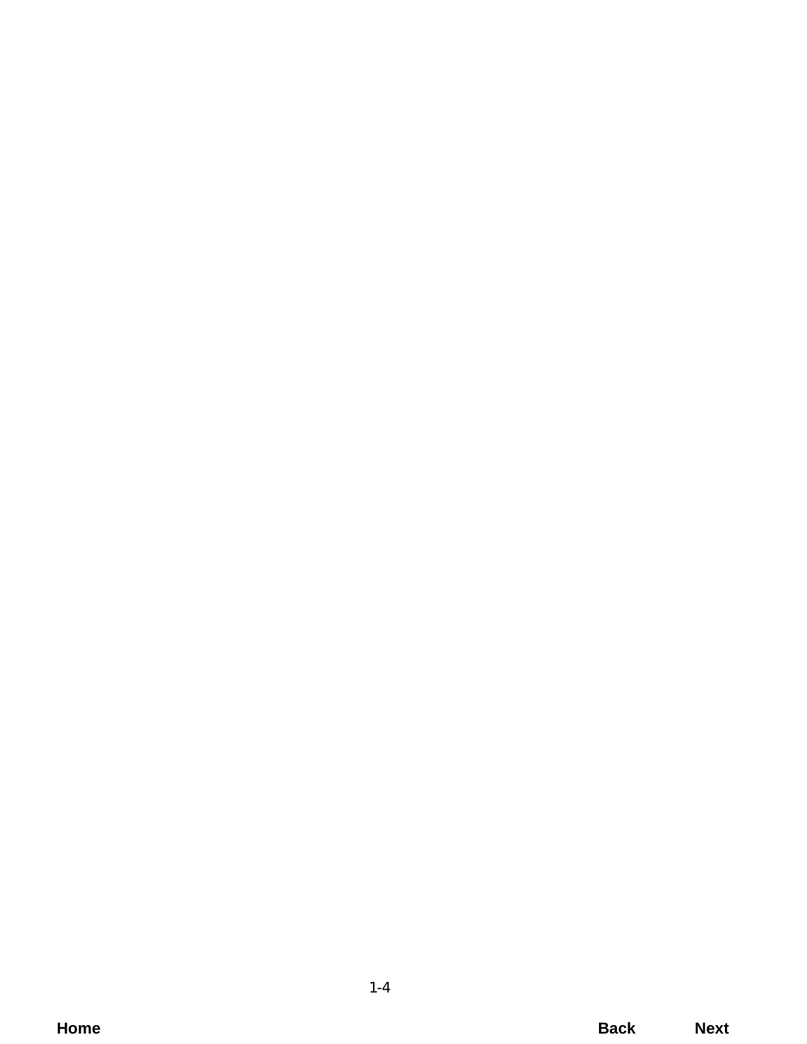Home Back Next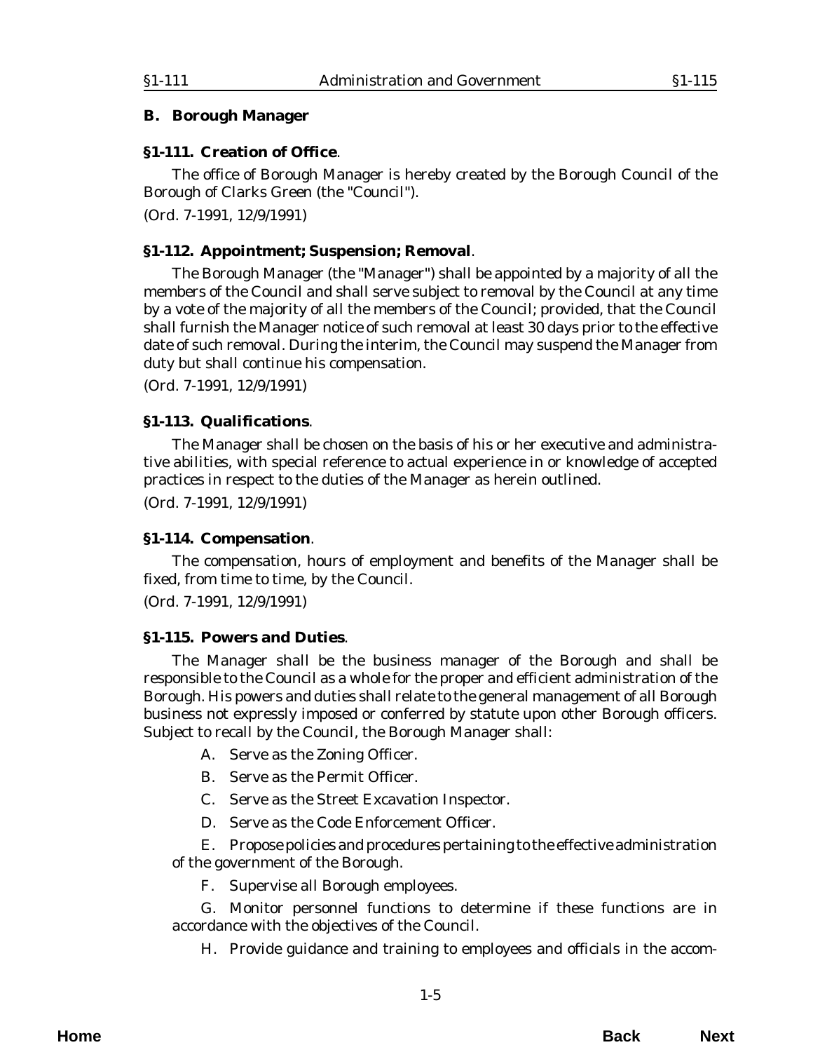## B. Borough Manager

### §1-111. Creation of Office.

The office of Borough Manager is hereby created by the Borough Council of the Borough of Clarks Green (the "Council").

(Ord. 7-1991, 12/9/1991)

### §1-112. Appointment; Suspension; Removal.

The Borough Manager (the "Manager") shall be appointed by a majority of all the members of the Council and shall serve subject to removal by the Council at any time by a vote of the majority of all the members of the Council; provided, that the Council shall furnish the Manager notice of such removal at least 30 days prior to the effective date of such removal. During the interim, the Council may suspend the Manager from duty but shall continue his compensation.

(Ord. 7-1991, 12/9/1991)

### §1-113. Qualifications.

The Manager shall be chosen on the basis of his or her executive and administrative abilities, with special reference to actual experience in or knowledge of accepted practices in respect to the duties of the Manager as herein outlined.

(Ord. 7-1991, 12/9/1991)

### §1-114. Compensation.

The compensation, hours of employment and benefits of the Manager shall be fixed, from time to time, by the Council.

(Ord. 7-1991, 12/9/1991)

### §1-115. Powers and Duties.

The Manager shall be the business manager of the Borough and shall be responsible to the Council as a whole for the proper and efficient administration of the Borough. His powers and duties shall relate to the general management of all Borough business not expressly imposed or conferred by statute upon other Borough officers. Subject to recall by the Council, the Borough Manager shall:

A. Serve as the Zoning Officer.

B. Serve as the Permit Officer.

C. Serve as the Street Excavation Inspector.

D. Serve as the Code Enforcement Officer.

E. Propose policies and procedures pertaining to the effective administration of the government of the Borough.

F. Supervise all Borough employees.

G. Monitor personnel functions to determine if these functions are in accordance with the objectives of the Council.

H. Provide guidance and training to employees and officials in the accom-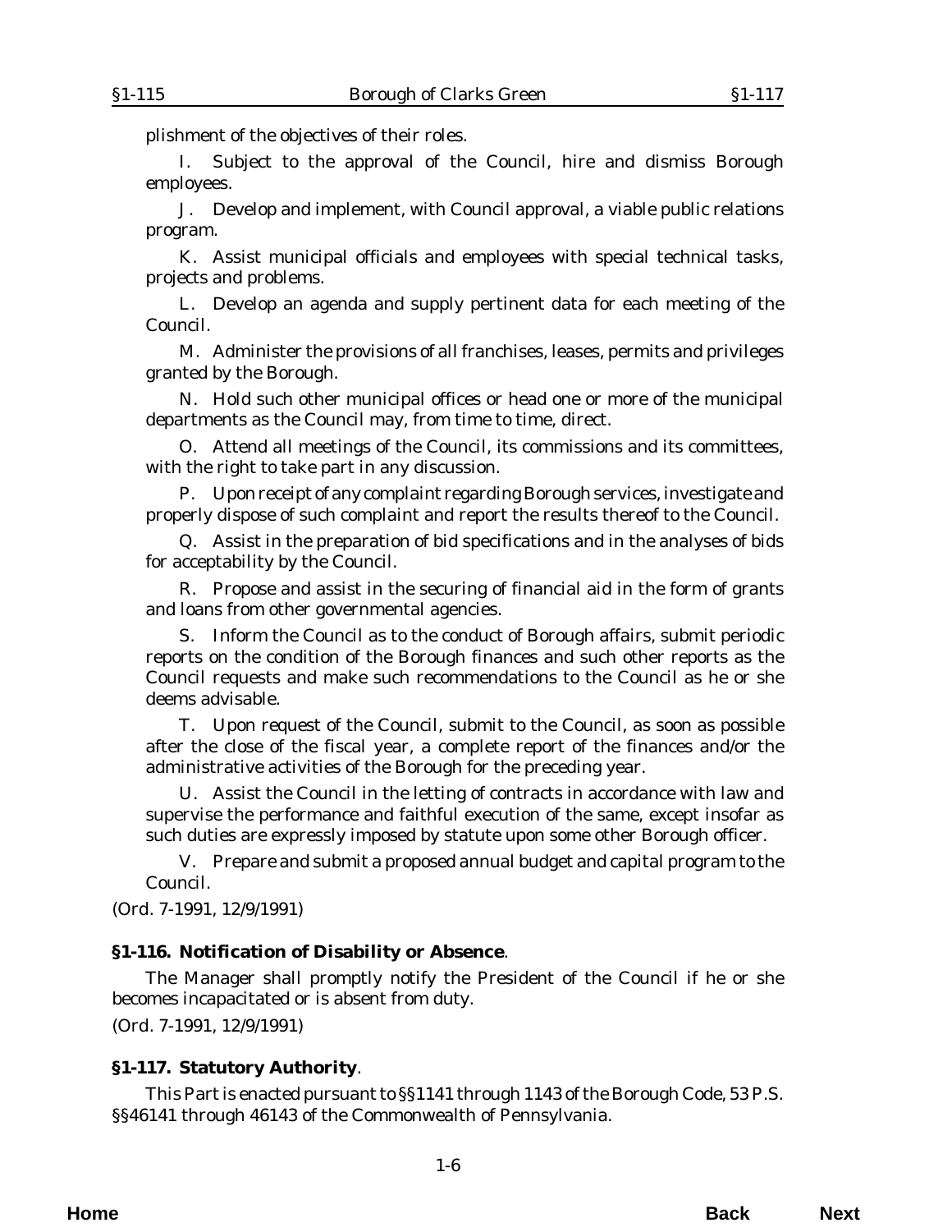plishment of the objectives of their roles.

I. Subject to the approval of the Council, hire and dismiss Borough employees.

J. Develop and implement, with Council approval, a viable public relations program.

K. Assist municipal officials and employees with special technical tasks, projects and problems.

L. Develop an agenda and supply pertinent data for each meeting of the Council.

M. Administer the provisions of all franchises, leases, permits and privileges granted by the Borough.

N. Hold such other municipal offices or head one or more of the municipal departments as the Council may, from time to time, direct.

O. Attend all meetings of the Council, its commissions and its committees, with the right to take part in any discussion.

P. Upon receipt of any complaint regarding Borough services, investigate and properly dispose of such complaint and report the results thereof to the Council.

Q. Assist in the preparation of bid specifications and in the analyses of bids for acceptability by the Council.

R. Propose and assist in the securing of financial aid in the form of grants and loans from other governmental agencies.

S. Inform the Council as to the conduct of Borough affairs, submit periodic reports on the condition of the Borough finances and such other reports as the Council requests and make such recommendations to the Council as he or she deems advisable.

T. Upon request of the Council, submit to the Council, as soon as possible after the close of the fiscal year, a complete report of the finances and/or the administrative activities of the Borough for the preceding year.

U. Assist the Council in the letting of contracts in accordance with law and supervise the performance and faithful execution of the same, except insofar as such duties are expressly imposed by statute upon some other Borough officer.

V. Prepare and submit a proposed annual budget and capital program to the Council.

(*Ord. 7-1991*, 12/9/1991)

**§1-116. Notification of Disability or Absence**.

The Manager shall promptly notify the President of the Council if he or she becomes incapacitated or is absent from duty.

(*Ord. 7-1991*, 12/9/1991)

**§1-117. Statutory Authority**.

This Part is enacted pursuant to §§1141 through 1143 of the Borough Code, 53 P.S. §§46141 through 46143 of the Commonwealth of Pennsylvania.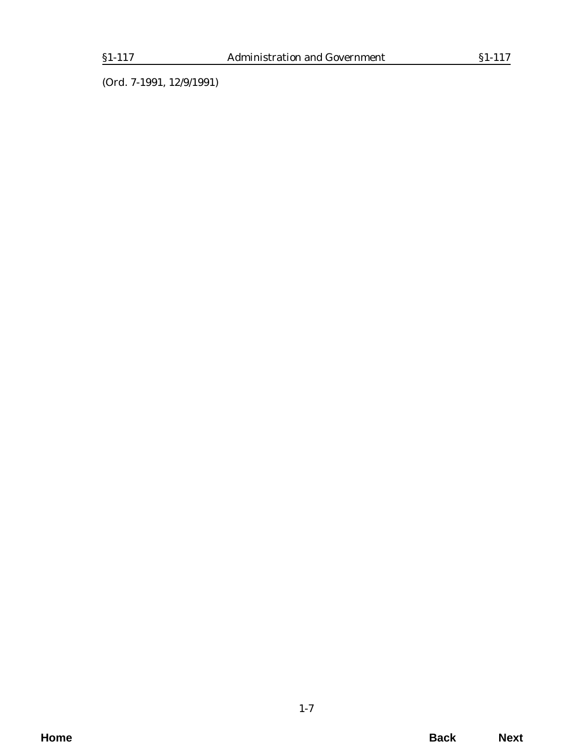(Ord. 7-1991, 12/9/1991)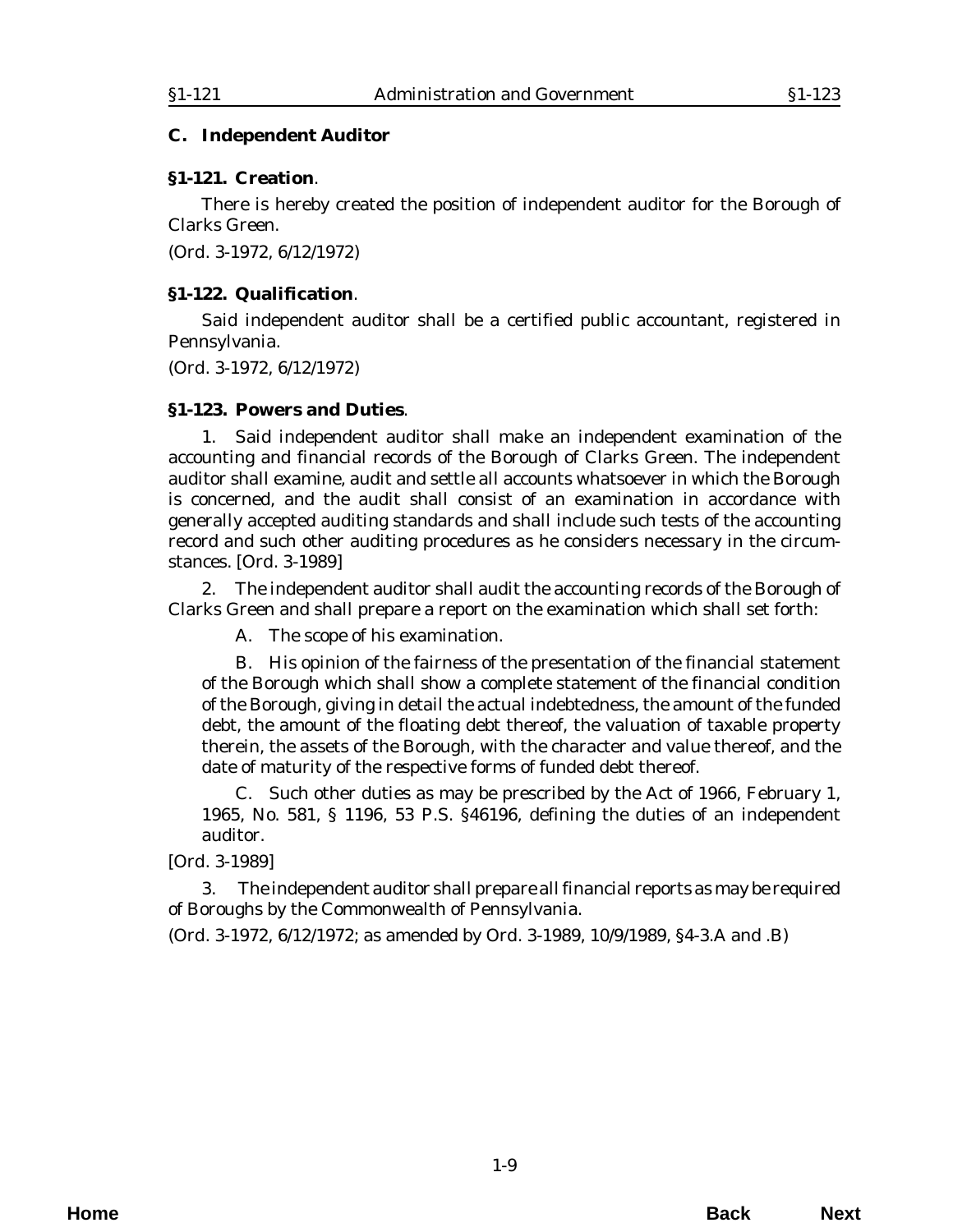## C. Independent Auditor

### §1-121. Creation.

There is hereby created the position of independent auditor for the Borough of Clarks Green.

(Ord. 3-1972, 6/12/1972)

### §1-122. Qualification.

Said independent auditor shall be a certified public accountant, registered in Pennsylvania.

(Ord. 3-1972, 6/12/1972)

### §1-123. Powers and Duties.

1. Said independent auditor shall make an independent examination of the accounting and financial records of the Borough of Clarks Green. The independent auditor shall examine, audit and settle all accounts whatsoever in which the Borough is concerned, and the audit shall consist of an examination in accordance with generally accepted auditing standards and shall include such tests of the accounting record and such other auditing procedures as he considers necessary in the circumstances. [Ord. 3-1989]

2. The independent auditor shall audit the accounting records of the Borough of Clarks Green and shall prepare a report on the examination which shall set forth:

   A. The scope of his examination.

   B. His opinion of the fairness of the presentation of the financial statement of the Borough which shall show a complete statement of the financial condition of the Borough, giving in detail the actual indebtedness, the amount of the funded debt, the amount of the floating debt thereof, the valuation of taxable property therein, the assets of the Borough, with the character and value thereof, and the date of maturity of the respective forms of funded debt thereof.

   C. Such other duties as may be prescribed by the Act of 1966, February 1, 1965, No. 581, § 1196, 53 P.S. §46196, defining the duties of an independent auditor.

[Ord. 3-1989]

3. The independent auditor shall prepare all financial reports as may be required of Boroughs by the Commonwealth of Pennsylvania.

(Ord. 3-1972, 6/12/1972; as amended by Ord. 3-1989, 10/9/1989, §4-3.A and .B)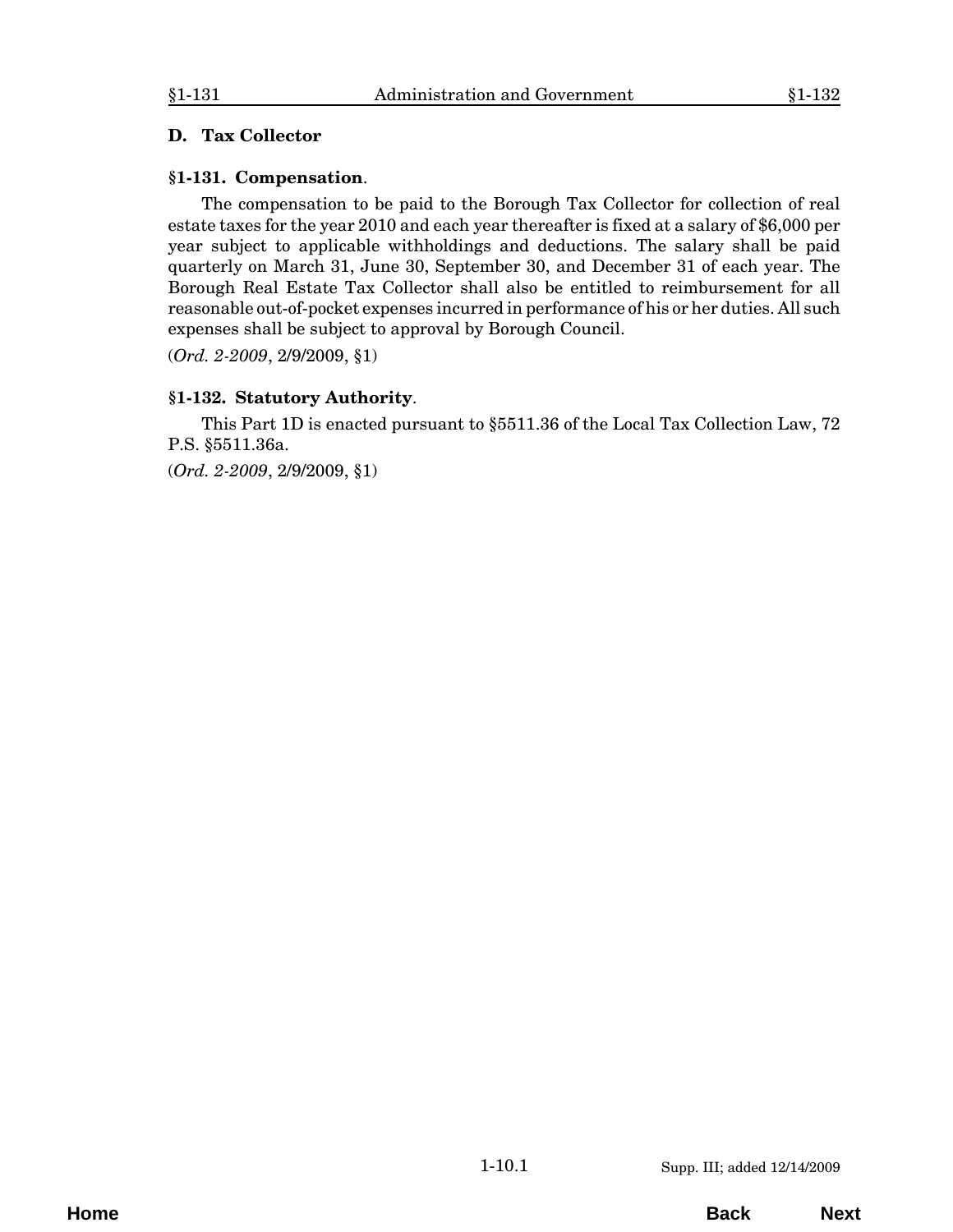## D. Tax Collector

### §1-131. Compensation.

The compensation to be paid to the Borough Tax Collector for collection of real estate taxes for the year 2010 and each year thereafter is fixed at a salary of $6,000 per year subject to applicable withholdings and deductions. The salary shall be paid quarterly on March 31, June 30, September 30, and December 31 of each year. The Borough Real Estate Tax Collector shall also be entitled to reimbursement for all reasonable out-of-pocket expenses incurred in performance of his or her duties. All such expenses shall be subject to approval by Borough Council.

(*Ord. 2-2009*, 2/9/2009, §1)

### §1-132. Statutory Authority.

This Part 1D is enacted pursuant to §5511.36 of the Local Tax Collection Law, 72 P.S. §5511.36a.

(*Ord. 2-2009*, 2/9/2009, §1)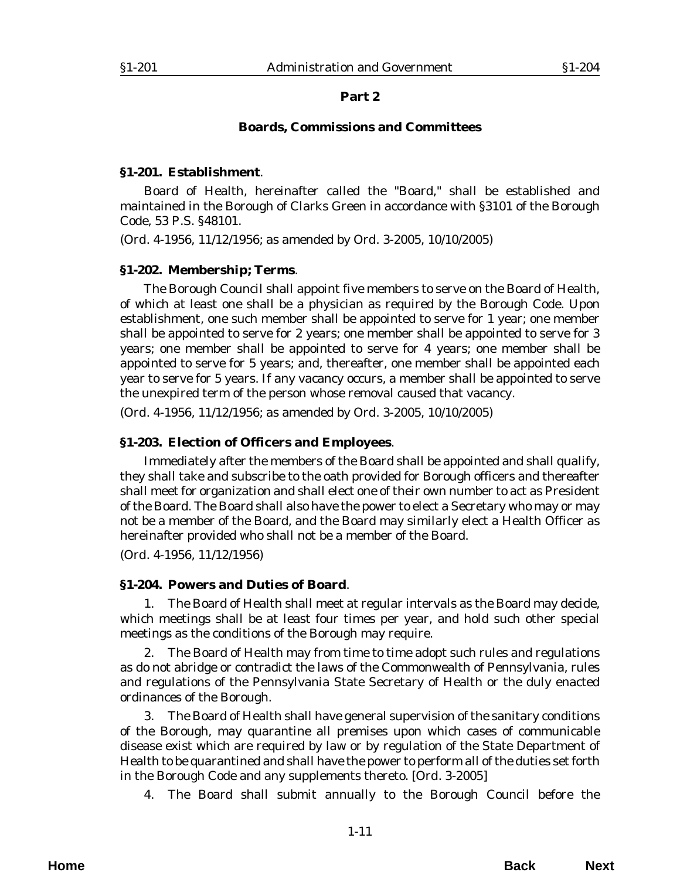## Part 2

## Boards, Commissions and Committees

### §1-201. Establishment.

Board of Health, hereinafter called the "Board," shall be established and maintained in the Borough of Clarks Green in accordance with §3101 of the Borough Code, 53 P.S. §48101.

(*Ord. 4-1956, 11/12/1956; as amended by Ord. 3-2005, 10/10/2005*)

### §1-202. Membership; Terms.

The Borough Council shall appoint five members to serve on the Board of Health, of which at least one shall be a physician as required by the Borough Code. Upon establishment, one such member shall be appointed to serve for 1 year; one member shall be appointed to serve for 2 years; one member shall be appointed to serve for 3 years; one member shall be appointed to serve for 4 years; one member shall be appointed to serve for 5 years; and, thereafter, one member shall be appointed each year to serve for 5 years. If any vacancy occurs, a member shall be appointed to serve the unexpired term of the person whose removal caused that vacancy.

(*Ord. 4-1956, 11/12/1956; as amended by Ord. 3-2005, 10/10/2005*)

### §1-203. Election of Officers and Employees.

Immediately after the members of the Board shall be appointed and shall qualify, they shall take and subscribe to the oath provided for Borough officers and thereafter shall meet for organization and shall elect one of their own number to act as President of the Board. The Board shall also have the power to elect a Secretary who may or may not be a member of the Board, and the Board may similarly elect a Health Officer as hereinafter provided who shall not be a member of the Board.

(*Ord. 4-1956, 11/12/1956*)

### §1-204. Powers and Duties of Board.

1. The Board of Health shall meet at regular intervals as the Board may decide, which meetings shall be at least four times per year, and hold such other special meetings as the conditions of the Borough may require.

2. The Board of Health may from time to time adopt such rules and regulations as do not abridge or contradict the laws of the Commonwealth of Pennsylvania, rules and regulations of the Pennsylvania State Secretary of Health or the duly enacted ordinances of the Borough.

3. The Board of Health shall have general supervision of the sanitary conditions of the Borough, may quarantine all premises upon which cases of communicable disease exist which are required by law or by regulation of the State Department of Health to be quarantined and shall have the power to perform all of the duties set forth in the Borough Code and any supplements thereto. [*Ord. 3-2005*]

4. The Board shall submit annually to the Borough Council before the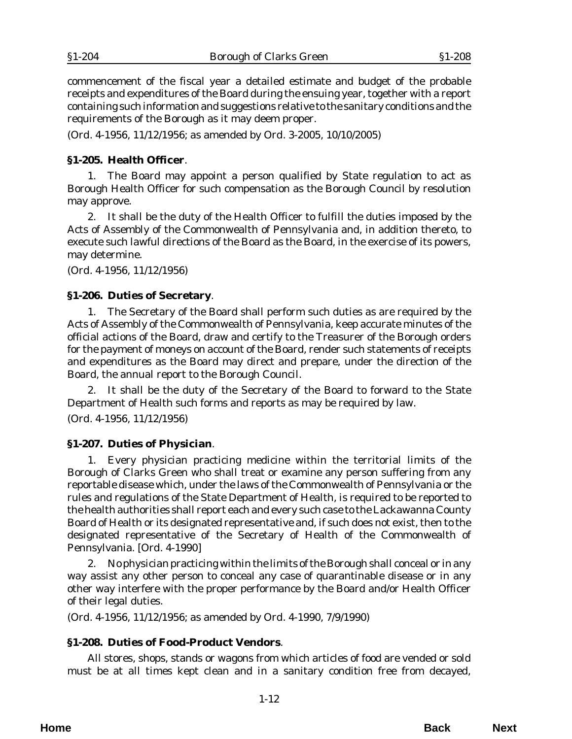commencement of the fiscal year a detailed estimate and budget of the probable receipts and expenditures of the Board during the ensuing year, together with a report containing such information and suggestions relative to the sanitary conditions and the requirements of the Borough as it may deem proper.

(*Ord. 4-1956*, 11/12/1956; as amended by *Ord. 3-2005*, 10/10/2005)

**§1-205. Health Officer**.

1. The Board may appoint a person qualified by State regulation to act as Borough Health Officer for such compensation as the Borough Council by resolution may approve.

2. It shall be the duty of the Health Officer to fulfill the duties imposed by the Acts of Assembly of the Commonwealth of Pennsylvania and, in addition thereto, to execute such lawful directions of the Board as the Board, in the exercise of its powers, may determine.

(*Ord. 4-1956*, 11/12/1956)

**§1-206. Duties of Secretary**.

1. The Secretary of the Board shall perform such duties as are required by the Acts of Assembly of the Commonwealth of Pennsylvania, keep accurate minutes of the official actions of the Board, draw and certify to the Treasurer of the Borough orders for the payment of moneys on account of the Board, render such statements of receipts and expenditures as the Board may direct and prepare, under the direction of the Board, the annual report to the Borough Council.

2. It shall be the duty of the Secretary of the Board to forward to the State Department of Health such forms and reports as may be required by law.

(*Ord. 4-1956*, 11/12/1956)

**§1-207. Duties of Physician**.

1. Every physician practicing medicine within the territorial limits of the Borough of Clarks Green who shall treat or examine any person suffering from any reportable disease which, under the laws of the Commonwealth of Pennsylvania or the rules and regulations of the State Department of Health, is required to be reported to the health authorities shall report each and every such case to the Lackawanna County Board of Health or its designated representative and, if such does not exist, then to the designated representative of the Secretary of Health of the Commonwealth of Pennsylvania. [*Ord. 4-1990*]

2. No physician practicing within the limits of the Borough shall conceal or in any way assist any other person to conceal any case of quarantinable disease or in any other way interfere with the proper performance by the Board and/or Health Officer of their legal duties.

(*Ord. 4-1956*, 11/12/1956; as amended by *Ord. 4-1990*, 7/9/1990)

**§1-208. Duties of Food-Product Vendors**.

All stores, shops, stands or wagons from which articles of food are vended or sold must be at all times kept clean and in a sanitary condition free from decayed,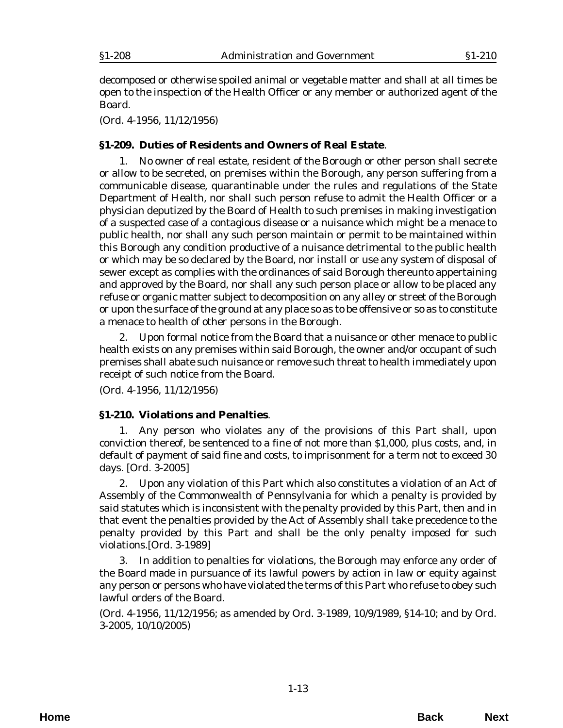decomposed or otherwise spoiled animal or vegetable matter and shall at all times be open to the inspection of the Health Officer or any member or authorized agent of the Board.

(*Ord. 4-1956*, 11/12/1956)

### §1-209. Duties of Residents and Owners of Real Estate.

1. No owner of real estate, resident of the Borough or other person shall secrete or allow to be secreted, on premises within the Borough, any person suffering from a communicable disease, quarantinable under the rules and regulations of the State Department of Health, nor shall such person refuse to admit the Health Officer or a physician deputized by the Board of Health to such premises in making investigation of a suspected case of a contagious disease or a nuisance which might be a menace to public health, nor shall any such person maintain or permit to be maintained within this Borough any condition productive of a nuisance detrimental to the public health or which may be so declared by the Board, nor install or use any system of disposal of sewer except as complies with the ordinances of said Borough thereunto appertaining and approved by the Board, nor shall any such person place or allow to be placed any refuse or organic matter subject to decomposition on any alley or street of the Borough or upon the surface of the ground at any place so as to be offensive or so as to constitute a menace to health of other persons in the Borough.

2. Upon formal notice from the Board that a nuisance or other menace to public health exists on any premises within said Borough, the owner and/or occupant of such premises shall abate such nuisance or remove such threat to health immediately upon receipt of such notice from the Board.

(*Ord. 4-1956*, 11/12/1956)

### §1-210. Violations and Penalties.

1. Any person who violates any of the provisions of this Part shall, upon conviction thereof, be sentenced to a fine of not more than $1,000, plus costs, and, in default of payment of said fine and costs, to imprisonment for a term not to exceed 30 days. [*Ord. 3-2005*]

2. Upon any violation of this Part which also constitutes a violation of an Act of Assembly of the Commonwealth of Pennsylvania for which a penalty is provided by said statutes which is inconsistent with the penalty provided by this Part, then and in that event the penalties provided by the Act of Assembly shall take precedence to the penalty provided by this Part and shall be the only penalty imposed for such violations.[*Ord. 3-1989*]

3. In addition to penalties for violations, the Borough may enforce any order of the Board made in pursuance of its lawful powers by action in law or equity against any person or persons who have violated the terms of this Part who refuse to obey such lawful orders of the Board.

(*Ord. 4-1956*, 11/12/1956; as amended by *Ord. 3-1989*, 10/9/1989, §14-10; and by *Ord. 3-2005*, 10/10/2005)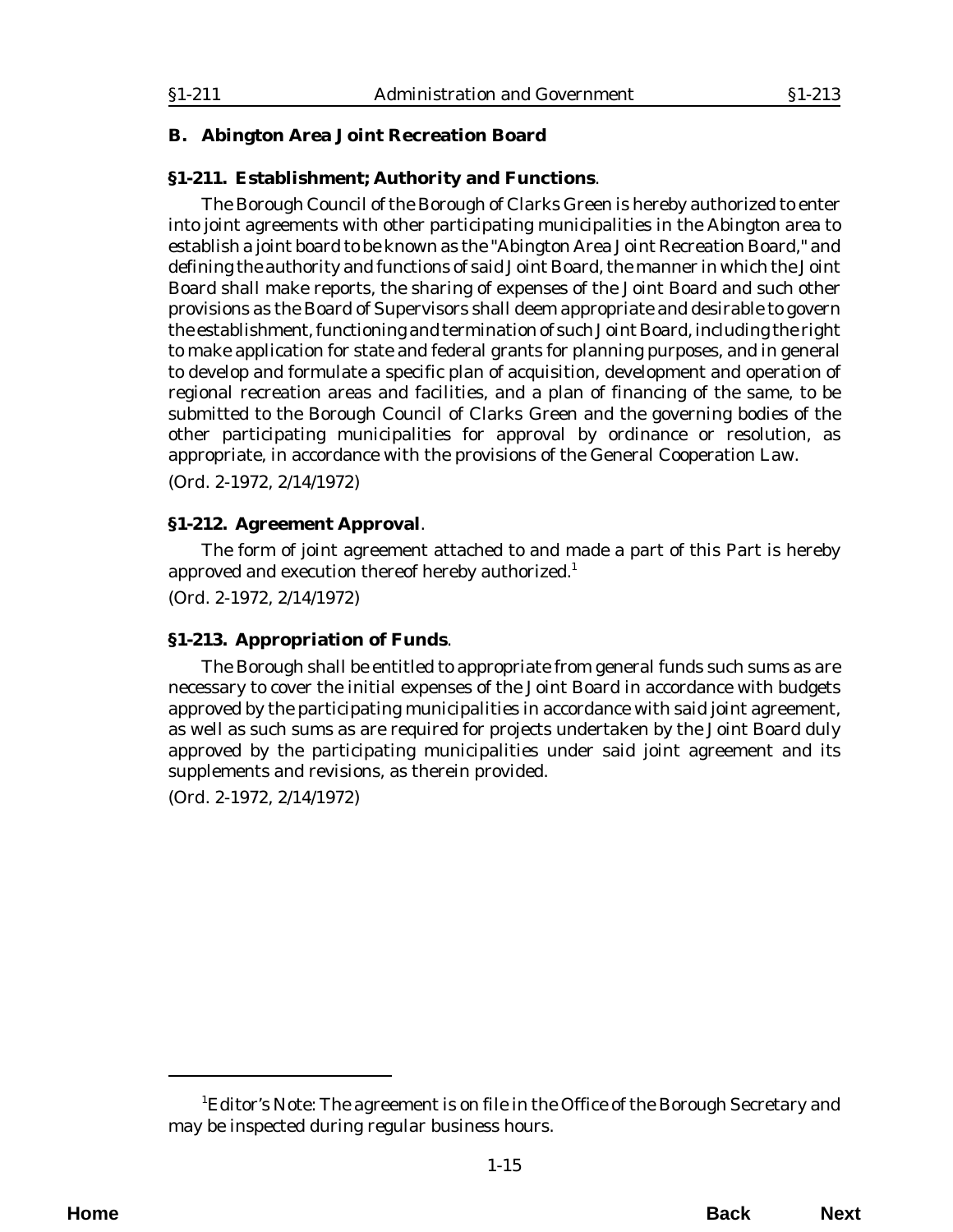## B. Abington Area Joint Recreation Board

### §1-211. Establishment; Authority and Functions.

The Borough Council of the Borough of Clarks Green is hereby authorized to enter into joint agreements with other participating municipalities in the Abington area to establish a joint board to be known as the "Abington Area Joint Recreation Board," and defining the authority and functions of said Joint Board, the manner in which the Joint Board shall make reports, the sharing of expenses of the Joint Board and such other provisions as the Board of Supervisors shall deem appropriate and desirable to govern the establishment, functioning and termination of such Joint Board, including the right to make application for state and federal grants for planning purposes, and in general to develop and formulate a specific plan of acquisition, development and operation of regional recreation areas and facilities, and a plan of financing of the same, to be submitted to the Borough Council of Clarks Green and the governing bodies of the other participating municipalities for approval by ordinance or resolution, as appropriate, in accordance with the provisions of the General Cooperation Law.

(*Ord. 2-1972*, 2/14/1972)

### §1-212. Agreement Approval.

The form of joint agreement attached to and made a part of this Part is hereby approved and execution thereof hereby authorized.[1]

(*Ord. 2-1972*, 2/14/1972)

### §1-213. Appropriation of Funds.

The Borough shall be entitled to appropriate from general funds such sums as are necessary to cover the initial expenses of the Joint Board in accordance with budgets approved by the participating municipalities in accordance with said joint agreement, as well as such sums as are required for projects undertaken by the Joint Board duly approved by the participating municipalities under said joint agreement and its supplements and revisions, as therein provided.

(*Ord. 2-1972*, 2/14/1972)

---

[1] *Editor's Note*: The agreement is on file in the Office of the Borough Secretary and may be inspected during regular business hours.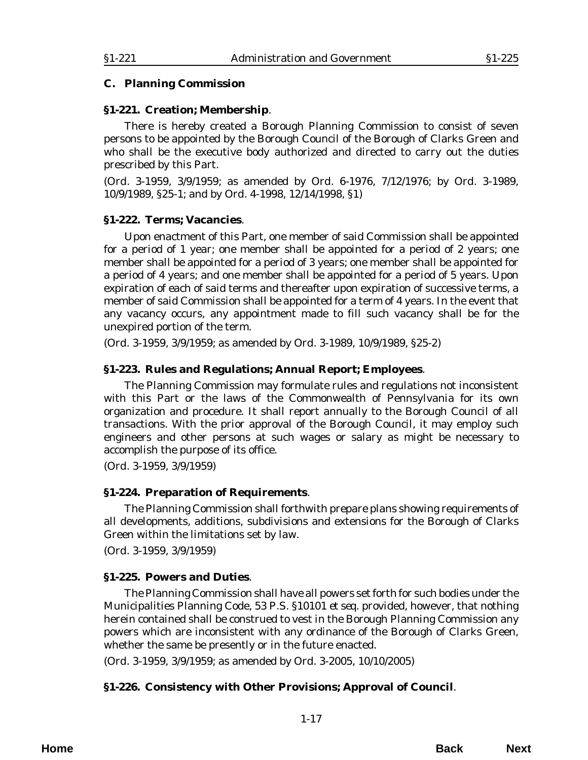## C. Planning Commission

### §1-221. Creation; Membership.

There is hereby created a Borough Planning Commission to consist of seven persons to be appointed by the Borough Council of the Borough of Clarks Green and who shall be the executive body authorized and directed to carry out the duties prescribed by this Part.

(Ord. 3-1959, 3/9/1959; as amended by Ord. 6-1976, 7/12/1976; by Ord. 3-1989, 10/9/1989, §25-1; and by Ord. 4-1998, 12/14/1998, §1)

### §1-222. Terms; Vacancies.

Upon enactment of this Part, one member of said Commission shall be appointed for a period of 1 year; one member shall be appointed for a period of 2 years; one member shall be appointed for a period of 3 years; one member shall be appointed for a period of 4 years; and one member shall be appointed for a period of 5 years. Upon expiration of each of said terms and thereafter upon expiration of successive terms, a member of said Commission shall be appointed for a term of 4 years. In the event that any vacancy occurs, any appointment made to fill such vacancy shall be for the unexpired portion of the term.

(Ord. 3-1959, 3/9/1959; as amended by Ord. 3-1989, 10/9/1989, §25-2)

### §1-223. Rules and Regulations; Annual Report; Employees.

The Planning Commission may formulate rules and regulations not inconsistent with this Part or the laws of the Commonwealth of Pennsylvania for its own organization and procedure. It shall report annually to the Borough Council of all transactions. With the prior approval of the Borough Council, it may employ such engineers and other persons at such wages or salary as might be necessary to accomplish the purpose of its office.

(Ord. 3-1959, 3/9/1959)

### §1-224. Preparation of Requirements.

The Planning Commission shall forthwith prepare plans showing requirements of all developments, additions, subdivisions and extensions for the Borough of Clarks Green within the limitations set by law.

(Ord. 3-1959, 3/9/1959)

### §1-225. Powers and Duties.

The Planning Commission shall have all powers set forth for such bodies under the Municipalities Planning Code, 53 P.S. §10101 *et seq.* provided, however, that nothing herein contained shall be construed to vest in the Borough Planning Commission any powers which are inconsistent with any ordinance of the Borough of Clarks Green, whether the same be presently or in the future enacted.

(Ord. 3-1959, 3/9/1959; as amended by Ord. 3-2005, 10/10/2005)

### §1-226. Consistency with Other Provisions; Approval of Council.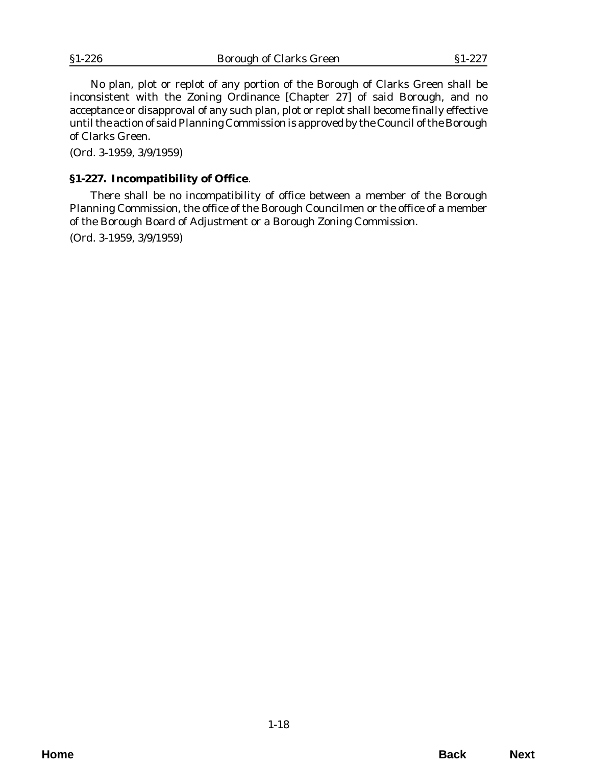No plan, plot or replot of any portion of the Borough of Clarks Green shall be inconsistent with the Zoning Ordinance [Chapter 27] of said Borough, and no acceptance or disapproval of any such plan, plot or replot shall become finally effective until the action of said Planning Commission is approved by the Council of the Borough of Clarks Green.

(Ord. 3-1959, 3/9/1959)

### §1-227. Incompatibility of Office.

There shall be no incompatibility of office between a member of the Borough Planning Commission, the office of the Borough Councilmen or the office of a member of the Borough Board of Adjustment or a Borough Zoning Commission.

(Ord. 3-1959, 3/9/1959)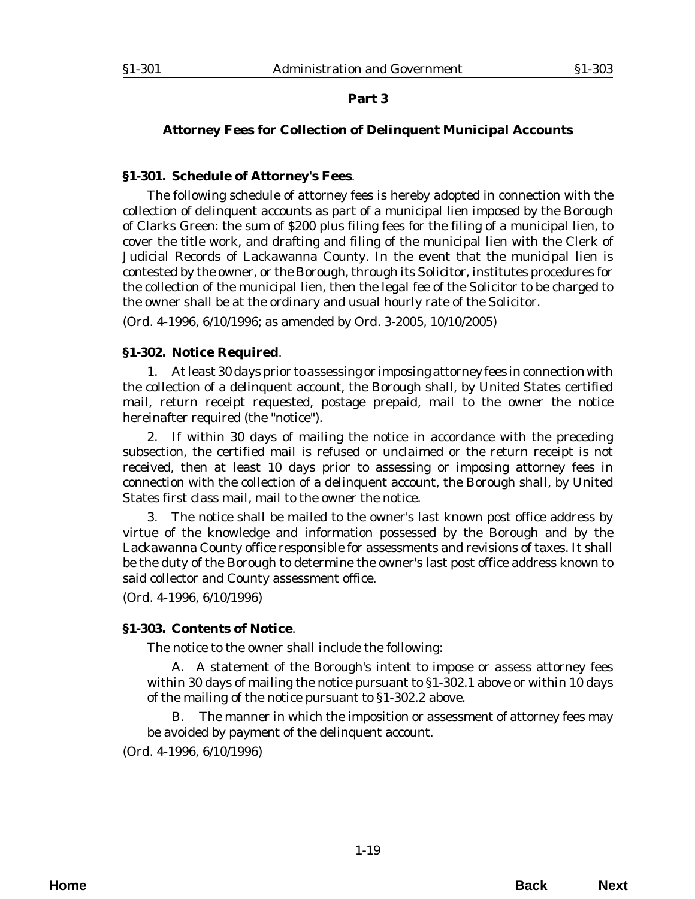## Part 3

### Attorney Fees for Collection of Delinquent Municipal Accounts

**§1-301. Schedule of Attorney's Fees**.

The following schedule of attorney fees is hereby adopted in connection with the collection of delinquent accounts as part of a municipal lien imposed by the Borough of Clarks Green: the sum of $200 plus filing fees for the filing of a municipal lien, to cover the title work, and drafting and filing of the municipal lien with the Clerk of Judicial Records of Lackawanna County. In the event that the municipal lien is contested by the owner, or the Borough, through its Solicitor, institutes procedures for the collection of the municipal lien, then the legal fee of the Solicitor to be charged to the owner shall be at the ordinary and usual hourly rate of the Solicitor.

(*Ord. 4-1996*, 6/10/1996; as amended by *Ord. 3-2005*, 10/10/2005)

**§1-302. Notice Required**.

1. At least 30 days prior to assessing or imposing attorney fees in connection with the collection of a delinquent account, the Borough shall, by United States certified mail, return receipt requested, postage prepaid, mail to the owner the notice hereinafter required (the "notice").

2. If within 30 days of mailing the notice in accordance with the preceding subsection, the certified mail is refused or unclaimed or the return receipt is not received, then at least 10 days prior to assessing or imposing attorney fees in connection with the collection of a delinquent account, the Borough shall, by United States first class mail, mail to the owner the notice.

3. The notice shall be mailed to the owner's last known post office address by virtue of the knowledge and information possessed by the Borough and by the Lackawanna County office responsible for assessments and revisions of taxes. It shall be the duty of the Borough to determine the owner's last post office address known to said collector and County assessment office.

(*Ord. 4-1996*, 6/10/1996)

**§1-303. Contents of Notice**.

The notice to the owner shall include the following:

A. A statement of the Borough's intent to impose or assess attorney fees within 30 days of mailing the notice pursuant to §1-302.1 above or within 10 days of the mailing of the notice pursuant to §1-302.2 above.

B. The manner in which the imposition or assessment of attorney fees may be avoided by payment of the delinquent account.

(*Ord. 4-1996*, 6/10/1996)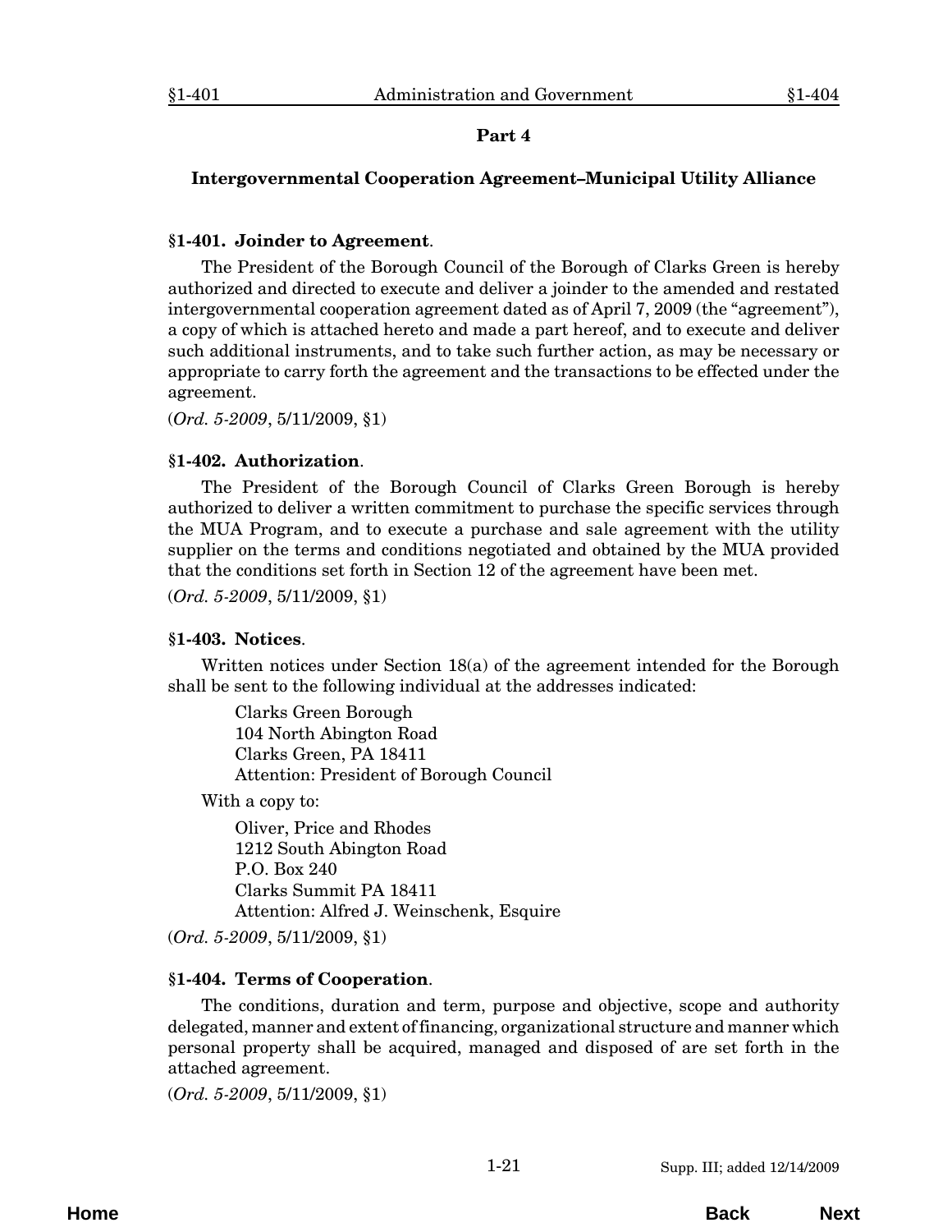## Part 4

### Intergovernmental Cooperation Agreement–Municipal Utility Alliance

**§1-401. Joinder to Agreement**.

The President of the Borough Council of the Borough of Clarks Green is hereby authorized and directed to execute and deliver a joinder to the amended and restated intergovernmental cooperation agreement dated as of April 7, 2009 (the "agreement"), a copy of which is attached hereto and made a part hereof, and to execute and deliver such additional instruments, and to take such further action, as may be necessary or appropriate to carry forth the agreement and the transactions to be effected under the agreement.

(*Ord. 5-2009*, 5/11/2009, §1)

**§1-402. Authorization**.

The President of the Borough Council of Clarks Green Borough is hereby authorized to deliver a written commitment to purchase the specific services through the MUA Program, and to execute a purchase and sale agreement with the utility supplier on the terms and conditions negotiated and obtained by the MUA provided that the conditions set forth in Section 12 of the agreement have been met.

(*Ord. 5-2009*, 5/11/2009, §1)

**§1-403. Notices**.

Written notices under Section 18(a) of the agreement intended for the Borough shall be sent to the following individual at the addresses indicated:

Clarks Green Borough
104 North Abington Road
Clarks Green, PA 18411
Attention: President of Borough Council

With a copy to:

Oliver, Price and Rhodes
1212 South Abington Road
P.O. Box 240
Clarks Summit PA 18411
Attention: Alfred J. Weinschenk, Esquire

(*Ord. 5-2009*, 5/11/2009, §1)

**§1-404. Terms of Cooperation**.

The conditions, duration and term, purpose and objective, scope and authority delegated, manner and extent of financing, organizational structure and manner which personal property shall be acquired, managed and disposed of are set forth in the attached agreement.

(*Ord. 5-2009*, 5/11/2009, §1)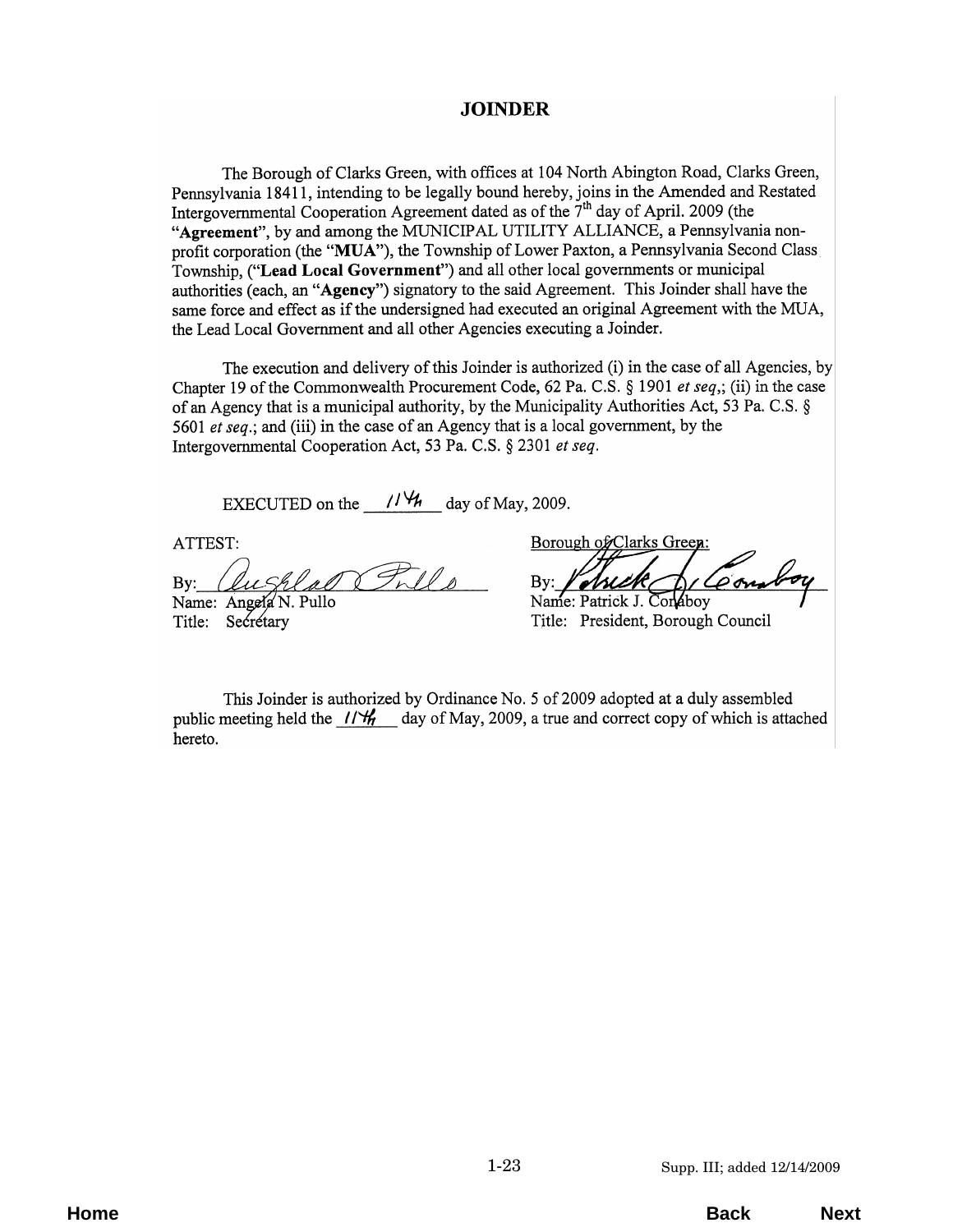# JOINDER

The Borough of Clarks Green, with offices at 104 North Abington Road, Clarks Green, Pennsylvania 18411, intending to be legally bound hereby, joins in the Amended and Restated Intergovernmental Cooperation Agreement dated as of the 7th day of April. 2009 (the "**Agreement**", by and among the MUNICIPAL UTILITY ALLIANCE, a Pennsylvania non-profit corporation (the "**MUA**"), the Township of Lower Paxton, a Pennsylvania Second Class Township, ("**Lead Local Government**") and all other local governments or municipal authorities (each, an "**Agency**") signatory to the said Agreement. This Joinder shall have the same force and effect as if the undersigned had executed an original Agreement with the MUA, the Lead Local Government and all other Agencies executing a Joinder.

The execution and delivery of this Joinder is authorized (i) in the case of all Agencies, by Chapter 19 of the Commonwealth Procurement Code, 62 Pa. C.S. § 1901 *et seq*,; (ii) in the case of an Agency that is a municipal authority, by the Municipality Authorities Act, 53 Pa. C.S. § 5601 *et seq*.; and (iii) in the case of an Agency that is a local government, by the Intergovernmental Cooperation Act, 53 Pa. C.S. § 2301 *et seq*.

EXECUTED on the 11th day of May, 2009.

ATTEST:

By: Angela N. Pullo
Name: Angela N. Pullo
Title: Secretary

Borough of Clarks Green:

By: Patrick J. Conaboy
Name: Patrick J. Conaboy
Title: President, Borough Council

This Joinder is authorized by Ordinance No. 5 of 2009 adopted at a duly assembled public meeting held the 11th day of May, 2009, a true and correct copy of which is attached hereto.

Supp. III; added 12/14/2009